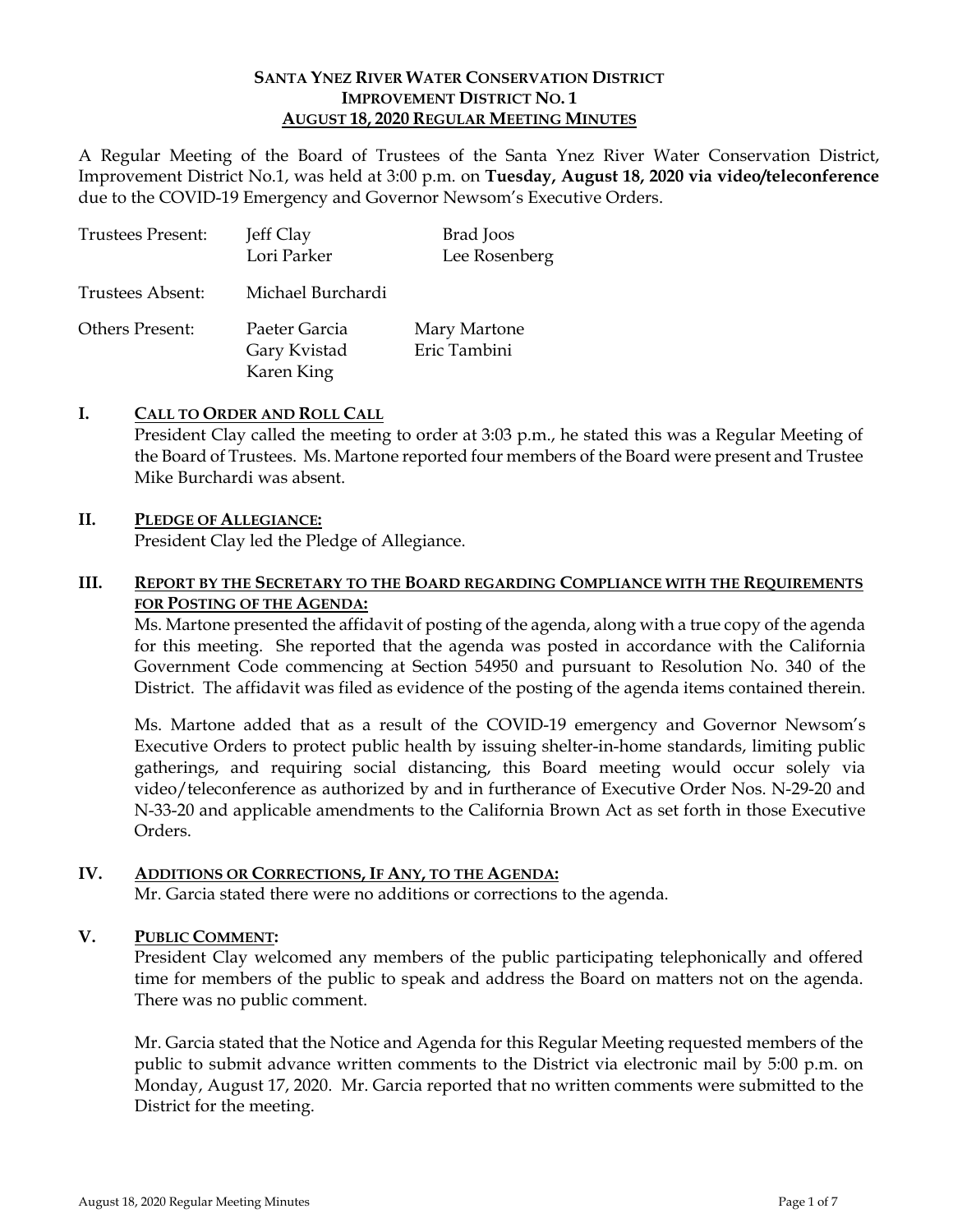# SANTA YNEZ RIVER WATER CONSERVATION DISTRICT
## IMPROVEMENT DISTRICT NO. 1
## AUGUST 18, 2020 REGULAR MEETING MINUTES

A Regular Meeting of the Board of Trustees of the Santa Ynez River Water Conservation District, Improvement District No.1, was held at 3:00 p.m. on **Tuesday, August 18, 2020 via video/teleconference** due to the COVID-19 Emergency and Governor Newsom's Executive Orders.

| | | |
|---|---|---|
| Trustees Present: | Jeff Clay<br>Lori Parker | Brad Joos<br>Lee Rosenberg |
| Trustees Absent: | Michael Burchardi | |
| Others Present: | Paeter Garcia<br>Gary Kvistad<br>Karen King | Mary Martone<br>Eric Tambini |

### I. CALL TO ORDER AND ROLL CALL

President Clay called the meeting to order at 3:03 p.m., he stated this was a Regular Meeting of the Board of Trustees. Ms. Martone reported four members of the Board were present and Trustee Mike Burchardi was absent.

### II. PLEDGE OF ALLEGIANCE:

President Clay led the Pledge of Allegiance.

### III. REPORT BY THE SECRETARY TO THE BOARD REGARDING COMPLIANCE WITH THE REQUIREMENTS FOR POSTING OF THE AGENDA:

Ms. Martone presented the affidavit of posting of the agenda, along with a true copy of the agenda for this meeting. She reported that the agenda was posted in accordance with the California Government Code commencing at Section 54950 and pursuant to Resolution No. 340 of the District. The affidavit was filed as evidence of the posting of the agenda items contained therein.

Ms. Martone added that as a result of the COVID-19 emergency and Governor Newsom's Executive Orders to protect public health by issuing shelter-in-home standards, limiting public gatherings, and requiring social distancing, this Board meeting would occur solely via video/teleconference as authorized by and in furtherance of Executive Order Nos. N-29-20 and N-33-20 and applicable amendments to the California Brown Act as set forth in those Executive Orders.

### IV. ADDITIONS OR CORRECTIONS, IF ANY, TO THE AGENDA:

Mr. Garcia stated there were no additions or corrections to the agenda.

### V. PUBLIC COMMENT:

President Clay welcomed any members of the public participating telephonically and offered time for members of the public to speak and address the Board on matters not on the agenda. There was no public comment.

Mr. Garcia stated that the Notice and Agenda for this Regular Meeting requested members of the public to submit advance written comments to the District via electronic mail by 5:00 p.m. on Monday, August 17, 2020. Mr. Garcia reported that no written comments were submitted to the District for the meeting.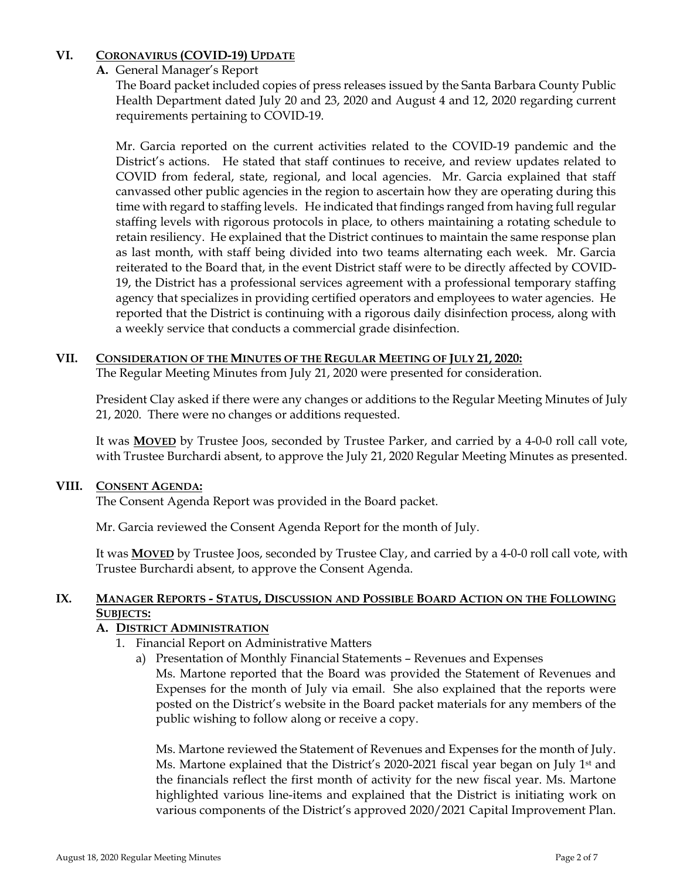## VI. CORONAVIRUS (COVID-19) UPDATE

**A.** General Manager's Report

The Board packet included copies of press releases issued by the Santa Barbara County Public Health Department dated July 20 and 23, 2020 and August 4 and 12, 2020 regarding current requirements pertaining to COVID-19.

Mr. Garcia reported on the current activities related to the COVID-19 pandemic and the District's actions. He stated that staff continues to receive, and review updates related to COVID from federal, state, regional, and local agencies. Mr. Garcia explained that staff canvassed other public agencies in the region to ascertain how they are operating during this time with regard to staffing levels. He indicated that findings ranged from having full regular staffing levels with rigorous protocols in place, to others maintaining a rotating schedule to retain resiliency. He explained that the District continues to maintain the same response plan as last month, with staff being divided into two teams alternating each week. Mr. Garcia reiterated to the Board that, in the event District staff were to be directly affected by COVID-19, the District has a professional services agreement with a professional temporary staffing agency that specializes in providing certified operators and employees to water agencies. He reported that the District is continuing with a rigorous daily disinfection process, along with a weekly service that conducts a commercial grade disinfection.

## VII. CONSIDERATION OF THE MINUTES OF THE REGULAR MEETING OF JULY 21, 2020:

The Regular Meeting Minutes from July 21, 2020 were presented for consideration.

President Clay asked if there were any changes or additions to the Regular Meeting Minutes of July 21, 2020. There were no changes or additions requested.

It was **MOVED** by Trustee Joos, seconded by Trustee Parker, and carried by a 4-0-0 roll call vote, with Trustee Burchardi absent, to approve the July 21, 2020 Regular Meeting Minutes as presented.

## VIII. CONSENT AGENDA:

The Consent Agenda Report was provided in the Board packet.

Mr. Garcia reviewed the Consent Agenda Report for the month of July.

It was **MOVED** by Trustee Joos, seconded by Trustee Clay, and carried by a 4-0-0 roll call vote, with Trustee Burchardi absent, to approve the Consent Agenda.

## IX. MANAGER REPORTS - STATUS, DISCUSSION AND POSSIBLE BOARD ACTION ON THE FOLLOWING SUBJECTS:

### A. DISTRICT ADMINISTRATION

1. Financial Report on Administrative Matters
   a) Presentation of Monthly Financial Statements – Revenues and Expenses
   
      Ms. Martone reported that the Board was provided the Statement of Revenues and Expenses for the month of July via email. She also explained that the reports were posted on the District's website in the Board packet materials for any members of the public wishing to follow along or receive a copy.

      Ms. Martone reviewed the Statement of Revenues and Expenses for the month of July. Ms. Martone explained that the District's 2020-2021 fiscal year began on July 1st and the financials reflect the first month of activity for the new fiscal year. Ms. Martone highlighted various line-items and explained that the District is initiating work on various components of the District's approved 2020/2021 Capital Improvement Plan.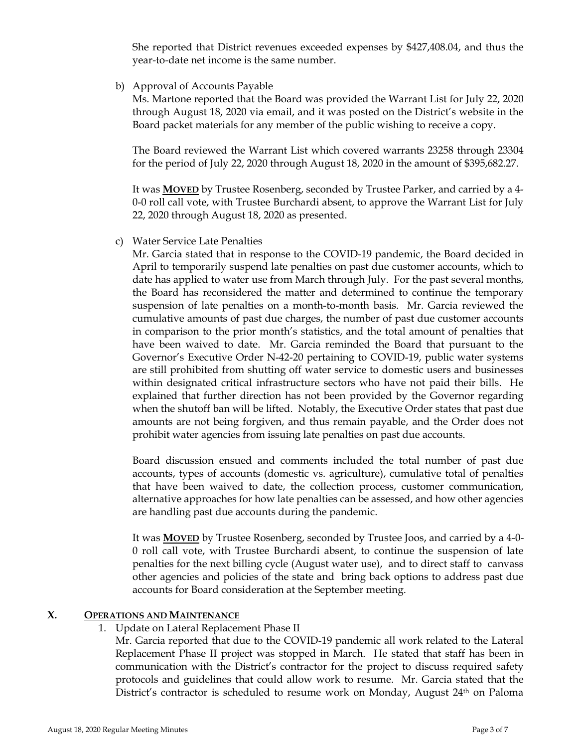She reported that District revenues exceeded expenses by $427,408.04, and thus the year-to-date net income is the same number.

b) Approval of Accounts Payable
Ms. Martone reported that the Board was provided the Warrant List for July 22, 2020 through August 18, 2020 via email, and it was posted on the District's website in the Board packet materials for any member of the public wishing to receive a copy.

The Board reviewed the Warrant List which covered warrants 23258 through 23304 for the period of July 22, 2020 through August 18, 2020 in the amount of $395,682.27.

It was **MOVED** by Trustee Rosenberg, seconded by Trustee Parker, and carried by a 4-0-0 roll call vote, with Trustee Burchardi absent, to approve the Warrant List for July 22, 2020 through August 18, 2020 as presented.

c) Water Service Late Penalties
Mr. Garcia stated that in response to the COVID-19 pandemic, the Board decided in April to temporarily suspend late penalties on past due customer accounts, which to date has applied to water use from March through July. For the past several months, the Board has reconsidered the matter and determined to continue the temporary suspension of late penalties on a month-to-month basis. Mr. Garcia reviewed the cumulative amounts of past due charges, the number of past due customer accounts in comparison to the prior month's statistics, and the total amount of penalties that have been waived to date. Mr. Garcia reminded the Board that pursuant to the Governor's Executive Order N-42-20 pertaining to COVID-19, public water systems are still prohibited from shutting off water service to domestic users and businesses within designated critical infrastructure sectors who have not paid their bills. He explained that further direction has not been provided by the Governor regarding when the shutoff ban will be lifted. Notably, the Executive Order states that past due amounts are not being forgiven, and thus remain payable, and the Order does not prohibit water agencies from issuing late penalties on past due accounts.

Board discussion ensued and comments included the total number of past due accounts, types of accounts (domestic vs. agriculture), cumulative total of penalties that have been waived to date, the collection process, customer communication, alternative approaches for how late penalties can be assessed, and how other agencies are handling past due accounts during the pandemic.

It was **MOVED** by Trustee Rosenberg, seconded by Trustee Joos, and carried by a 4-0-0 roll call vote, with Trustee Burchardi absent, to continue the suspension of late penalties for the next billing cycle (August water use), and to direct staff to canvass other agencies and policies of the state and bring back options to address past due accounts for Board consideration at the September meeting.

## X. OPERATIONS AND MAINTENANCE

1. Update on Lateral Replacement Phase II
Mr. Garcia reported that due to the COVID-19 pandemic all work related to the Lateral Replacement Phase II project was stopped in March. He stated that staff has been in communication with the District's contractor for the project to discuss required safety protocols and guidelines that could allow work to resume. Mr. Garcia stated that the District's contractor is scheduled to resume work on Monday, August 24th on Paloma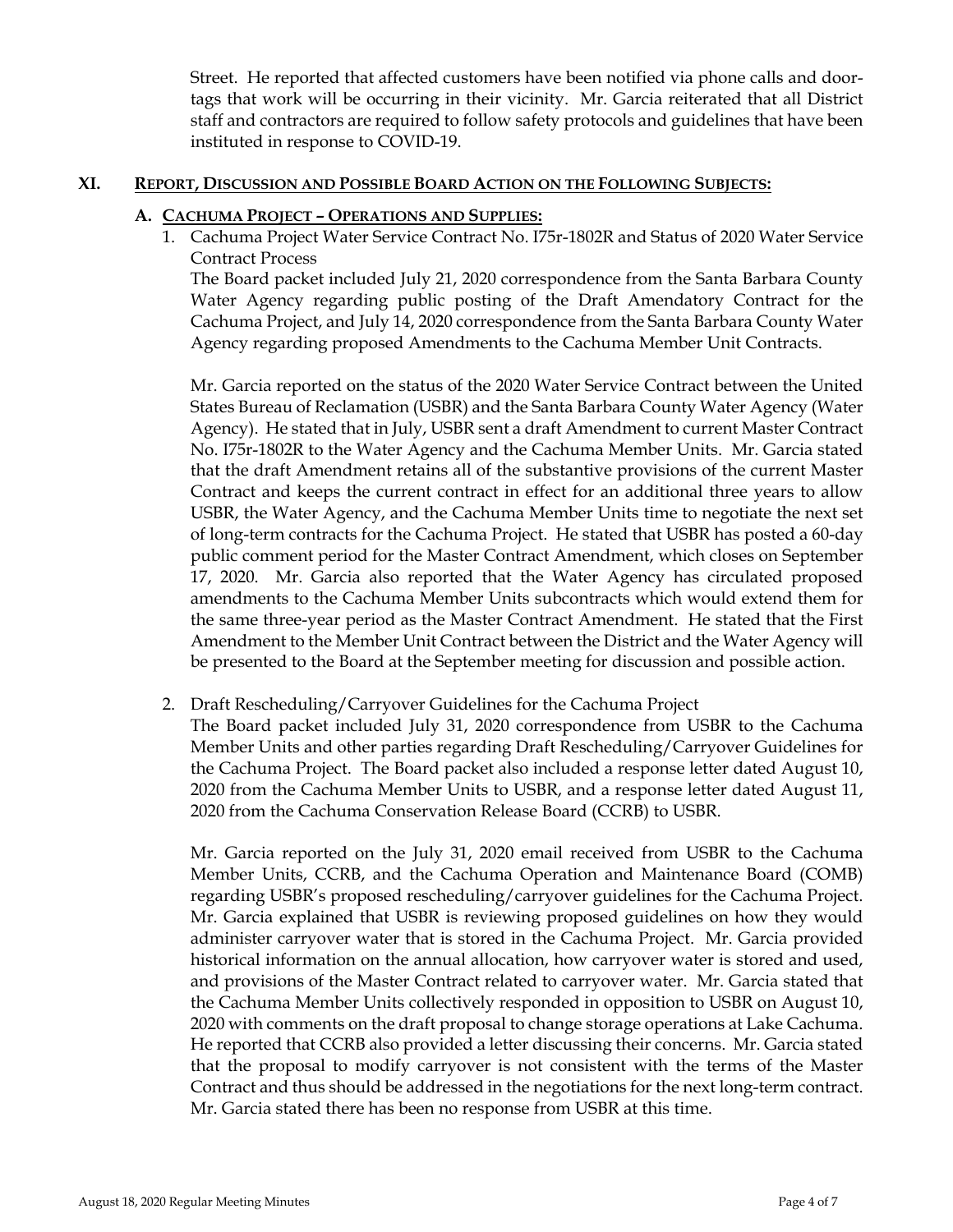Street. He reported that affected customers have been notified via phone calls and door-tags that work will be occurring in their vicinity. Mr. Garcia reiterated that all District staff and contractors are required to follow safety protocols and guidelines that have been instituted in response to COVID-19.

## XI. REPORT, DISCUSSION AND POSSIBLE BOARD ACTION ON THE FOLLOWING SUBJECTS:

### A. CACHUMA PROJECT – OPERATIONS AND SUPPLIES:

1. Cachuma Project Water Service Contract No. I75r-1802R and Status of 2020 Water Service Contract Process

   The Board packet included July 21, 2020 correspondence from the Santa Barbara County Water Agency regarding public posting of the Draft Amendatory Contract for the Cachuma Project, and July 14, 2020 correspondence from the Santa Barbara County Water Agency regarding proposed Amendments to the Cachuma Member Unit Contracts.

   Mr. Garcia reported on the status of the 2020 Water Service Contract between the United States Bureau of Reclamation (USBR) and the Santa Barbara County Water Agency (Water Agency). He stated that in July, USBR sent a draft Amendment to current Master Contract No. I75r-1802R to the Water Agency and the Cachuma Member Units. Mr. Garcia stated that the draft Amendment retains all of the substantive provisions of the current Master Contract and keeps the current contract in effect for an additional three years to allow USBR, the Water Agency, and the Cachuma Member Units time to negotiate the next set of long-term contracts for the Cachuma Project. He stated that USBR has posted a 60-day public comment period for the Master Contract Amendment, which closes on September 17, 2020. Mr. Garcia also reported that the Water Agency has circulated proposed amendments to the Cachuma Member Units subcontracts which would extend them for the same three-year period as the Master Contract Amendment. He stated that the First Amendment to the Member Unit Contract between the District and the Water Agency will be presented to the Board at the September meeting for discussion and possible action.

2. Draft Rescheduling/Carryover Guidelines for the Cachuma Project

   The Board packet included July 31, 2020 correspondence from USBR to the Cachuma Member Units and other parties regarding Draft Rescheduling/Carryover Guidelines for the Cachuma Project. The Board packet also included a response letter dated August 10, 2020 from the Cachuma Member Units to USBR, and a response letter dated August 11, 2020 from the Cachuma Conservation Release Board (CCRB) to USBR.

   Mr. Garcia reported on the July 31, 2020 email received from USBR to the Cachuma Member Units, CCRB, and the Cachuma Operation and Maintenance Board (COMB) regarding USBR's proposed rescheduling/carryover guidelines for the Cachuma Project. Mr. Garcia explained that USBR is reviewing proposed guidelines on how they would administer carryover water that is stored in the Cachuma Project. Mr. Garcia provided historical information on the annual allocation, how carryover water is stored and used, and provisions of the Master Contract related to carryover water. Mr. Garcia stated that the Cachuma Member Units collectively responded in opposition to USBR on August 10, 2020 with comments on the draft proposal to change storage operations at Lake Cachuma. He reported that CCRB also provided a letter discussing their concerns. Mr. Garcia stated that the proposal to modify carryover is not consistent with the terms of the Master Contract and thus should be addressed in the negotiations for the next long-term contract. Mr. Garcia stated there has been no response from USBR at this time.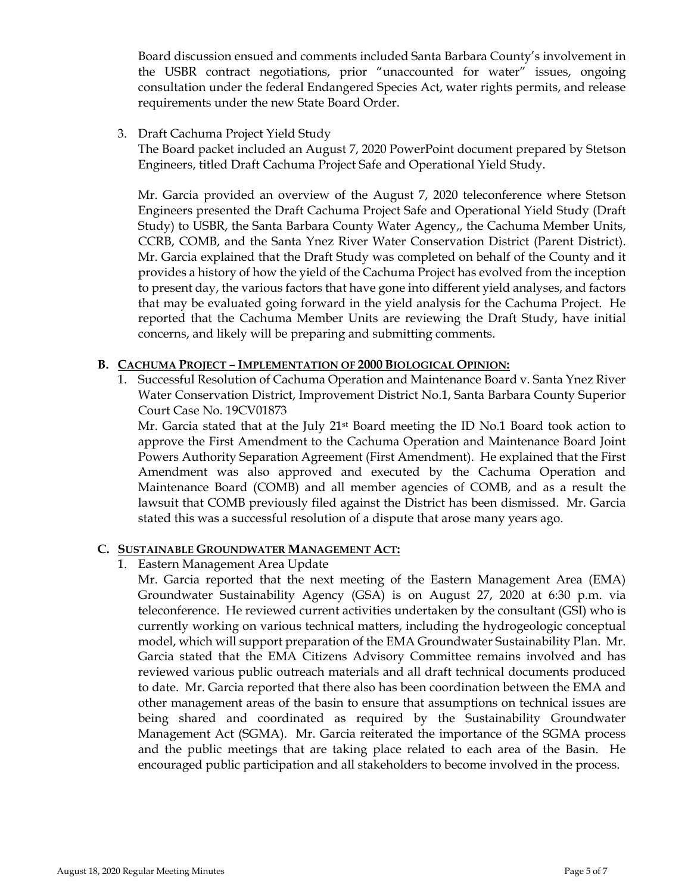Board discussion ensued and comments included Santa Barbara County's involvement in the USBR contract negotiations, prior "unaccounted for water" issues, ongoing consultation under the federal Endangered Species Act, water rights permits, and release requirements under the new State Board Order.

3. Draft Cachuma Project Yield Study

   The Board packet included an August 7, 2020 PowerPoint document prepared by Stetson Engineers, titled Draft Cachuma Project Safe and Operational Yield Study.

   Mr. Garcia provided an overview of the August 7, 2020 teleconference where Stetson Engineers presented the Draft Cachuma Project Safe and Operational Yield Study (Draft Study) to USBR, the Santa Barbara County Water Agency,, the Cachuma Member Units, CCRB, COMB, and the Santa Ynez River Water Conservation District (Parent District). Mr. Garcia explained that the Draft Study was completed on behalf of the County and it provides a history of how the yield of the Cachuma Project has evolved from the inception to present day, the various factors that have gone into different yield analyses, and factors that may be evaluated going forward in the yield analysis for the Cachuma Project. He reported that the Cachuma Member Units are reviewing the Draft Study, have initial concerns, and likely will be preparing and submitting comments.

**B. <u>CACHUMA PROJECT – IMPLEMENTATION OF 2000 BIOLOGICAL OPINION:</u>**

1. Successful Resolution of Cachuma Operation and Maintenance Board v. Santa Ynez River Water Conservation District, Improvement District No.1, Santa Barbara County Superior Court Case No. 19CV01873

   Mr. Garcia stated that at the July 21st Board meeting the ID No.1 Board took action to approve the First Amendment to the Cachuma Operation and Maintenance Board Joint Powers Authority Separation Agreement (First Amendment). He explained that the First Amendment was also approved and executed by the Cachuma Operation and Maintenance Board (COMB) and all member agencies of COMB, and as a result the lawsuit that COMB previously filed against the District has been dismissed. Mr. Garcia stated this was a successful resolution of a dispute that arose many years ago.

**C. <u>SUSTAINABLE GROUNDWATER MANAGEMENT ACT:</u>**

1. Eastern Management Area Update

   Mr. Garcia reported that the next meeting of the Eastern Management Area (EMA) Groundwater Sustainability Agency (GSA) is on August 27, 2020 at 6:30 p.m. via teleconference. He reviewed current activities undertaken by the consultant (GSI) who is currently working on various technical matters, including the hydrogeologic conceptual model, which will support preparation of the EMA Groundwater Sustainability Plan. Mr. Garcia stated that the EMA Citizens Advisory Committee remains involved and has reviewed various public outreach materials and all draft technical documents produced to date. Mr. Garcia reported that there also has been coordination between the EMA and other management areas of the basin to ensure that assumptions on technical issues are being shared and coordinated as required by the Sustainability Groundwater Management Act (SGMA). Mr. Garcia reiterated the importance of the SGMA process and the public meetings that are taking place related to each area of the Basin. He encouraged public participation and all stakeholders to become involved in the process.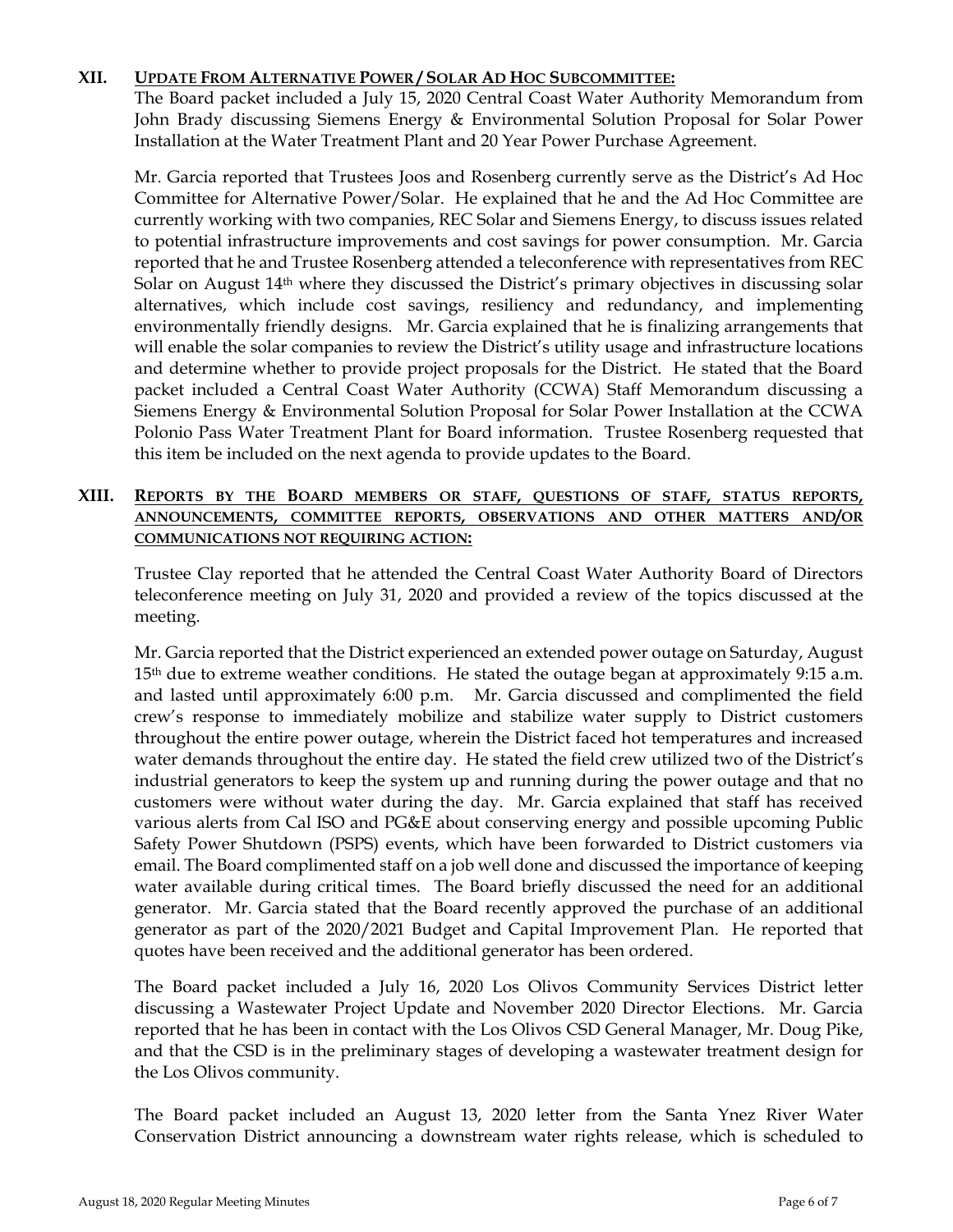## XII. UPDATE FROM ALTERNATIVE POWER / SOLAR AD HOC SUBCOMMITTEE:

The Board packet included a July 15, 2020 Central Coast Water Authority Memorandum from John Brady discussing Siemens Energy & Environmental Solution Proposal for Solar Power Installation at the Water Treatment Plant and 20 Year Power Purchase Agreement.

Mr. Garcia reported that Trustees Joos and Rosenberg currently serve as the District's Ad Hoc Committee for Alternative Power/Solar. He explained that he and the Ad Hoc Committee are currently working with two companies, REC Solar and Siemens Energy, to discuss issues related to potential infrastructure improvements and cost savings for power consumption. Mr. Garcia reported that he and Trustee Rosenberg attended a teleconference with representatives from REC Solar on August 14th where they discussed the District's primary objectives in discussing solar alternatives, which include cost savings, resiliency and redundancy, and implementing environmentally friendly designs. Mr. Garcia explained that he is finalizing arrangements that will enable the solar companies to review the District's utility usage and infrastructure locations and determine whether to provide project proposals for the District. He stated that the Board packet included a Central Coast Water Authority (CCWA) Staff Memorandum discussing a Siemens Energy & Environmental Solution Proposal for Solar Power Installation at the CCWA Polonio Pass Water Treatment Plant for Board information. Trustee Rosenberg requested that this item be included on the next agenda to provide updates to the Board.

## XIII. REPORTS BY THE BOARD MEMBERS OR STAFF, QUESTIONS OF STAFF, STATUS REPORTS, ANNOUNCEMENTS, COMMITTEE REPORTS, OBSERVATIONS AND OTHER MATTERS AND/OR COMMUNICATIONS NOT REQUIRING ACTION:

Trustee Clay reported that he attended the Central Coast Water Authority Board of Directors teleconference meeting on July 31, 2020 and provided a review of the topics discussed at the meeting.

Mr. Garcia reported that the District experienced an extended power outage on Saturday, August 15th due to extreme weather conditions. He stated the outage began at approximately 9:15 a.m. and lasted until approximately 6:00 p.m. Mr. Garcia discussed and complimented the field crew's response to immediately mobilize and stabilize water supply to District customers throughout the entire power outage, wherein the District faced hot temperatures and increased water demands throughout the entire day. He stated the field crew utilized two of the District's industrial generators to keep the system up and running during the power outage and that no customers were without water during the day. Mr. Garcia explained that staff has received various alerts from Cal ISO and PG&E about conserving energy and possible upcoming Public Safety Power Shutdown (PSPS) events, which have been forwarded to District customers via email. The Board complimented staff on a job well done and discussed the importance of keeping water available during critical times. The Board briefly discussed the need for an additional generator. Mr. Garcia stated that the Board recently approved the purchase of an additional generator as part of the 2020/2021 Budget and Capital Improvement Plan. He reported that quotes have been received and the additional generator has been ordered.

The Board packet included a July 16, 2020 Los Olivos Community Services District letter discussing a Wastewater Project Update and November 2020 Director Elections. Mr. Garcia reported that he has been in contact with the Los Olivos CSD General Manager, Mr. Doug Pike, and that the CSD is in the preliminary stages of developing a wastewater treatment design for the Los Olivos community.

The Board packet included an August 13, 2020 letter from the Santa Ynez River Water Conservation District announcing a downstream water rights release, which is scheduled to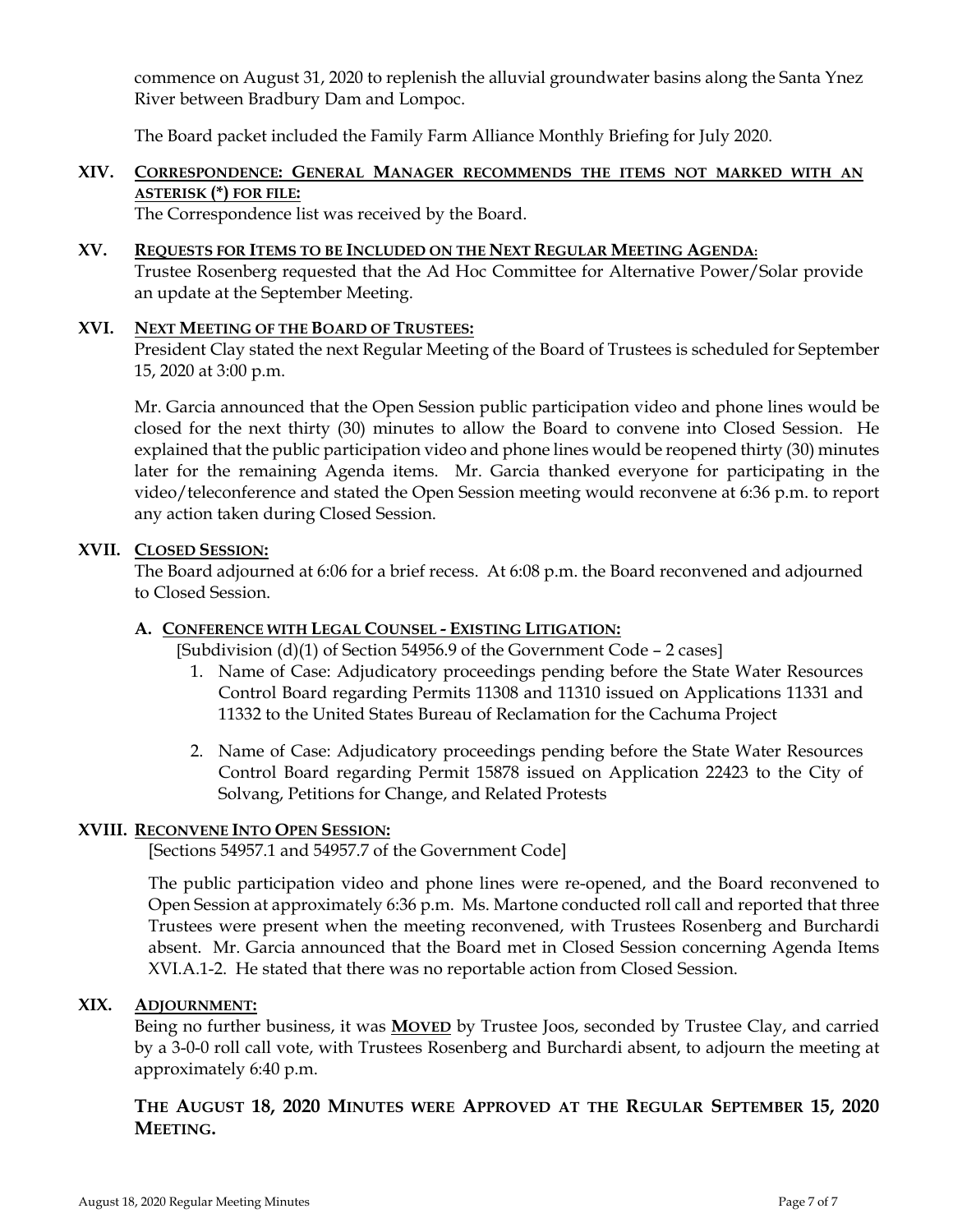commence on August 31, 2020 to replenish the alluvial groundwater basins along the Santa Ynez River between Bradbury Dam and Lompoc.

The Board packet included the Family Farm Alliance Monthly Briefing for July 2020.

## XIV. CORRESPONDENCE: GENERAL MANAGER RECOMMENDS THE ITEMS NOT MARKED WITH AN ASTERISK (*) FOR FILE:

The Correspondence list was received by the Board.

## XV. REQUESTS FOR ITEMS TO BE INCLUDED ON THE NEXT REGULAR MEETING AGENDA:

Trustee Rosenberg requested that the Ad Hoc Committee for Alternative Power/Solar provide an update at the September Meeting.

## XVI. NEXT MEETING OF THE BOARD OF TRUSTEES:

President Clay stated the next Regular Meeting of the Board of Trustees is scheduled for September 15, 2020 at 3:00 p.m.

Mr. Garcia announced that the Open Session public participation video and phone lines would be closed for the next thirty (30) minutes to allow the Board to convene into Closed Session. He explained that the public participation video and phone lines would be reopened thirty (30) minutes later for the remaining Agenda items. Mr. Garcia thanked everyone for participating in the video/teleconference and stated the Open Session meeting would reconvene at 6:36 p.m. to report any action taken during Closed Session.

## XVII. CLOSED SESSION:

The Board adjourned at 6:06 for a brief recess. At 6:08 p.m. the Board reconvened and adjourned to Closed Session.

### A. CONFERENCE WITH LEGAL COUNSEL - EXISTING LITIGATION:

[Subdivision (d)(1) of Section 54956.9 of the Government Code – 2 cases]

1. Name of Case: Adjudicatory proceedings pending before the State Water Resources Control Board regarding Permits 11308 and 11310 issued on Applications 11331 and 11332 to the United States Bureau of Reclamation for the Cachuma Project

2. Name of Case: Adjudicatory proceedings pending before the State Water Resources Control Board regarding Permit 15878 issued on Application 22423 to the City of Solvang, Petitions for Change, and Related Protests

## XVIII. RECONVENE INTO OPEN SESSION:

[Sections 54957.1 and 54957.7 of the Government Code]

The public participation video and phone lines were re-opened, and the Board reconvened to Open Session at approximately 6:36 p.m. Ms. Martone conducted roll call and reported that three Trustees were present when the meeting reconvened, with Trustees Rosenberg and Burchardi absent. Mr. Garcia announced that the Board met in Closed Session concerning Agenda Items XVI.A.1-2. He stated that there was no reportable action from Closed Session.

## XIX. ADJOURNMENT:

Being no further business, it was **MOVED** by Trustee Joos, seconded by Trustee Clay, and carried by a 3-0-0 roll call vote, with Trustees Rosenberg and Burchardi absent, to adjourn the meeting at approximately 6:40 p.m.

**THE AUGUST 18, 2020 MINUTES WERE APPROVED AT THE REGULAR SEPTEMBER 15, 2020 MEETING.**